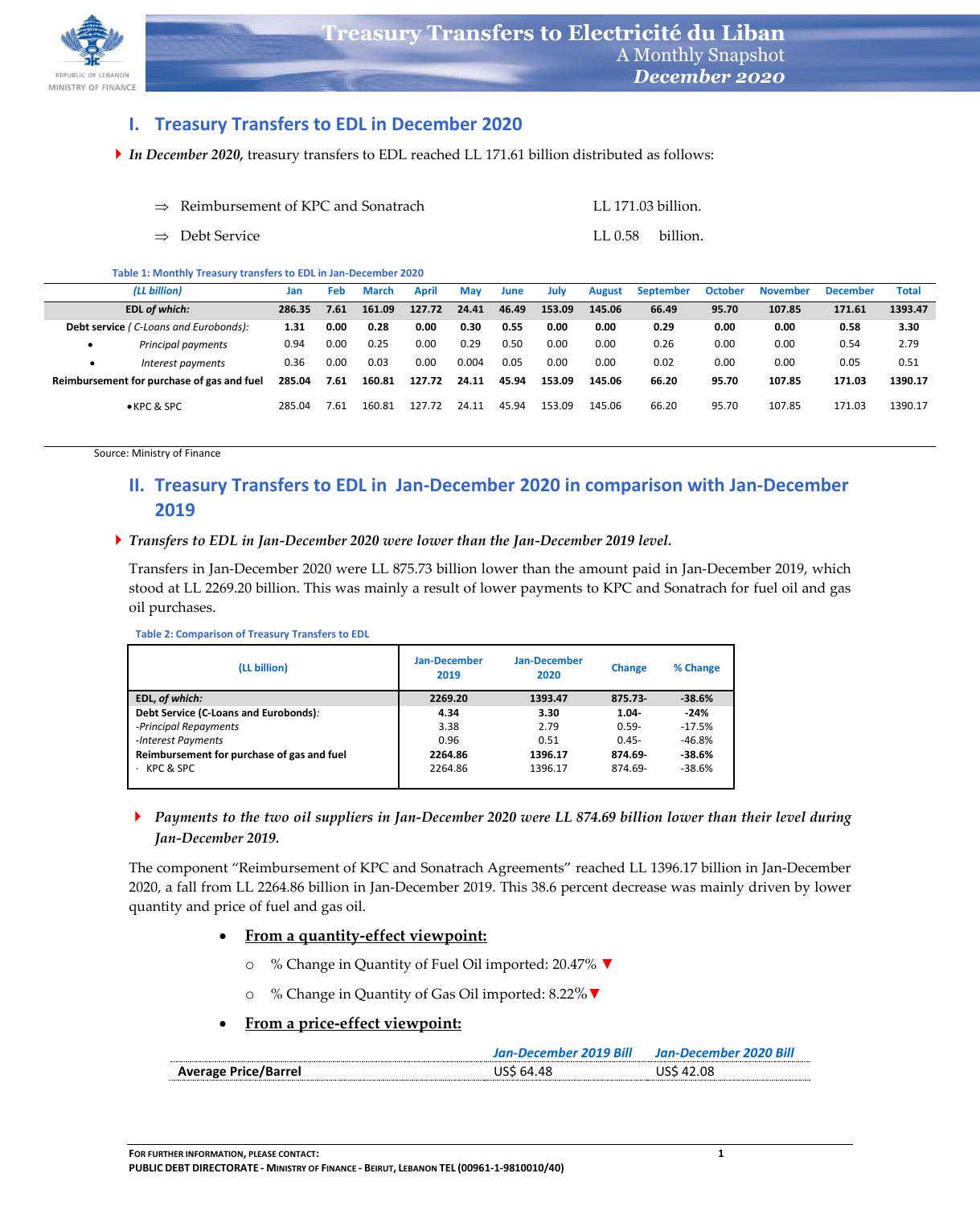# Treasury Transfers to Electricité du Liban

A Monthly Snapshot

*December 2020*

## I. Treasury Transfers to EDL in December 2020

- ***In December 2020,*** treasury transfers to EDL reached LL 171.61 billion distributed as follows:

⇒ Reimbursement of KPC and Sonatrach LL 171.03 billion.

⇒ Debt Service LL 0.58 billion.

**Table 1: Monthly Treasury transfers to EDL in Jan-December 2020**

| *(LL billion)* | Jan | Feb | March | April | May | June | July | August | September | October | November | December | Total |
|---|---|---|---|---|---|---|---|---|---|---|---|---|---|
| **EDL *of which:*** | **286.35** | **7.61** | **161.09** | **127.72** | **24.41** | **46.49** | **153.09** | **145.06** | **66.49** | **95.70** | **107.85** | **171.61** | **1393.47** |
| **Debt service** *( C-Loans and Eurobonds):* | **1.31** | **0.00** | **0.28** | **0.00** | **0.30** | **0.55** | **0.00** | **0.00** | **0.29** | **0.00** | **0.00** | **0.58** | **3.30** |
| • *Principal payments* | 0.94 | 0.00 | 0.25 | 0.00 | 0.29 | 0.50 | 0.00 | 0.00 | 0.26 | 0.00 | 0.00 | 0.54 | 2.79 |
| • *Interest payments* | 0.36 | 0.00 | 0.03 | 0.00 | 0.004 | 0.05 | 0.00 | 0.00 | 0.02 | 0.00 | 0.00 | 0.05 | 0.51 |
| **Reimbursement for purchase of gas and fuel** | **285.04** | **7.61** | **160.81** | **127.72** | **24.11** | **45.94** | **153.09** | **145.06** | **66.20** | **95.70** | **107.85** | **171.03** | **1390.17** |
| •KPC & SPC | 285.04 | 7.61 | 160.81 | 127.72 | 24.11 | 45.94 | 153.09 | 145.06 | 66.20 | 95.70 | 107.85 | 171.03 | 1390.17 |

Source: Ministry of Finance

## II. Treasury Transfers to EDL in Jan-December 2020 in comparison with Jan-December 2019

- ***Transfers to EDL in Jan-December 2020 were lower than the Jan-December 2019 level.***

Transfers in Jan-December 2020 were LL 875.73 billion lower than the amount paid in Jan-December 2019, which stood at LL 2269.20 billion. This was mainly a result of lower payments to KPC and Sonatrach for fuel oil and gas oil purchases.

**Table 2: Comparison of Treasury Transfers to EDL**

| (LL billion) | Jan-December 2019 | Jan-December 2020 | Change | % Change |
|---|---|---|---|---|
| **EDL, *of which:*** | **2269.20** | **1393.47** | **875.73-** | **-38.6%** |
| **Debt Service (C-Loans and Eurobonds)***:* | **4.34** | **3.30** | **1.04-** | **-24%** |
| *-Principal Repayments* | 3.38 | 2.79 | 0.59- | -17.5% |
| *-Interest Payments* | 0.96 | 0.51 | 0.45- | -46.8% |
| **Reimbursement for purchase of gas and fuel** | **2264.86** | **1396.17** | **874.69-** | **-38.6%** |
| · KPC & SPC | 2264.86 | 1396.17 | 874.69- | -38.6% |

- ***Payments to the two oil suppliers in Jan-December 2020 were LL 874.69 billion lower than their level during Jan-December 2019.***

The component "Reimbursement of KPC and Sonatrach Agreements" reached LL 1396.17 billion in Jan-December 2020, a fall from LL 2264.86 billion in Jan-December 2019. This 38.6 percent decrease was mainly driven by lower quantity and price of fuel and gas oil.

- **From a quantity-effect viewpoint:**
  - % Change in Quantity of Fuel Oil imported: 20.47% ▼
  - % Change in Quantity of Gas Oil imported: 8.22%▼
- **From a price-effect viewpoint:**

| | *Jan-December 2019 Bill* | *Jan-December 2020 Bill* |
|---|---|---|
| **Average Price/Barrel** | US$ 64.48 | US$ 42.08 |

**For further information, please contact:**
**Public Debt Directorate - Ministry of Finance - Beirut, Lebanon TEL (00961-1-9810010/40)**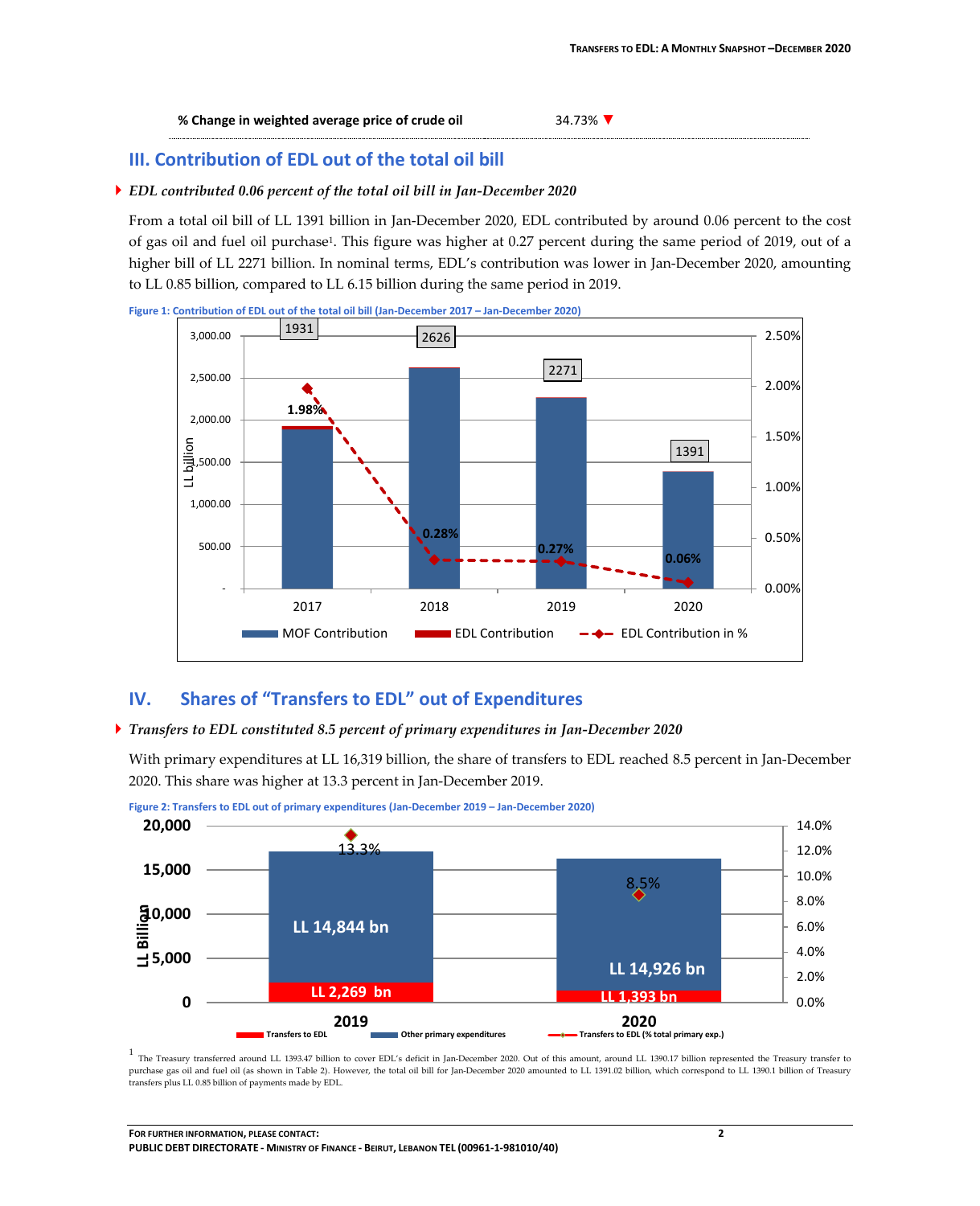**% Change in weighted average price of crude oil** 34.73% ▼

## III. Contribution of EDL out of the total oil bill

- ***EDL contributed 0.06 percent of the total oil bill in Jan-December 2020***

From a total oil bill of LL 1391 billion in Jan-December 2020, EDL contributed by around 0.06 percent to the cost of gas oil and fuel oil purchase[1]. This figure was higher at 0.27 percent during the same period of 2019, out of a higher bill of LL 2271 billion. In nominal terms, EDL's contribution was lower in Jan-December 2020, amounting to LL 0.85 billion, compared to LL 6.15 billion during the same period in 2019.

**Figure 1: Contribution of EDL out of the total oil bill (Jan-December 2017 – Jan-December 2020)**

LL billion
3,000.00
2,500.00
2,000.00
1,500.00
1,000.00
500.00
-

2.50%
2.00%
1.50%
1.00%
0.50%
0.00%

1931
2626
2271
1391

1.98%
0.28%
0.27%
0.06%

2017
2018
2019
2020

MOF Contribution
EDL Contribution
EDL Contribution in %

## IV. Shares of "Transfers to EDL" out of Expenditures

- ***Transfers to EDL constituted 8.5 percent of primary expenditures in Jan-December 2020***

With primary expenditures at LL 16,319 billion, the share of transfers to EDL reached 8.5 percent in Jan-December 2020. This share was higher at 13.3 percent in Jan-December 2019.

**Figure 2: Transfers to EDL out of primary expenditures (Jan-December 2019 – Jan-December 2020)**

LL Billion
20,000
15,000
10,000
5,000
0

14.0%
12.0%
10.0%
8.0%
6.0%
4.0%
2.0%
0.0%

13.3%
8.5%

LL 14,844 bn
LL 2,269 bn
LL 14,926 bn
LL 1,393 bn

2019
2020

Transfers to EDL
Other primary expenditures
Transfers to EDL (% total primary exp.)

---

[1] The Treasury transferred around LL 1393.47 billion to cover EDL's deficit in Jan-December 2020. Out of this amount, around LL 1390.17 billion represented the Treasury transfer to purchase gas oil and fuel oil (as shown in Table 2). However, the total oil bill for Jan-December 2020 amounted to LL 1391.02 billion, which correspond to LL 1390.1 billion of Treasury transfers plus LL 0.85 billion of payments made by EDL.